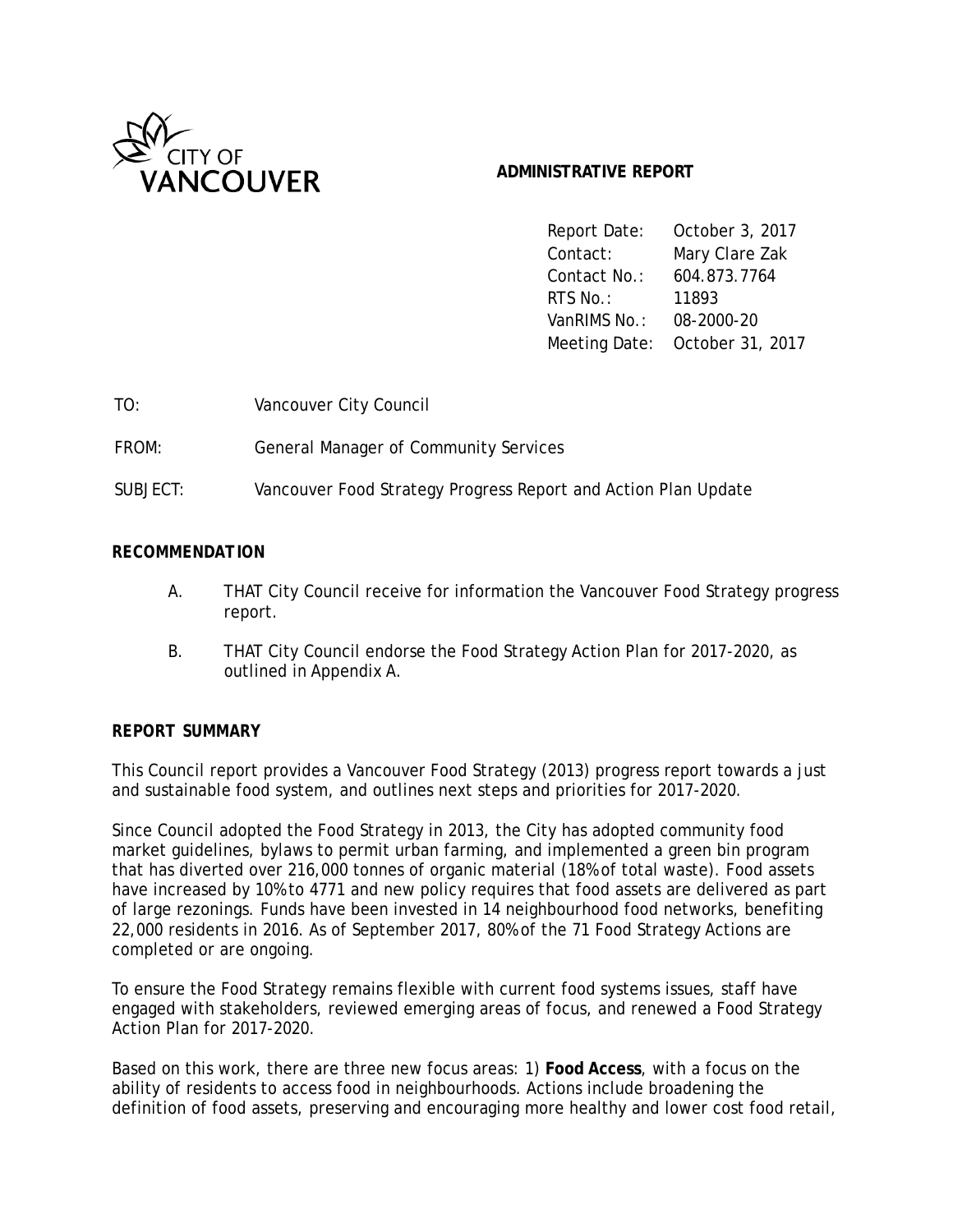CITY OF VANCOUVER

**ADMINISTRATIVE REPORT**

| | |
|---|---|
| Report Date: | October 3, 2017 |
| Contact: | Mary Clare Zak |
| Contact No.: | 604.873.7764 |
| RTS No.: | 11893 |
| VanRIMS No.: | 08-2000-20 |
| Meeting Date: | October 31, 2017 |

TO: Vancouver City Council

FROM: General Manager of Community Services

SUBJECT: Vancouver Food Strategy Progress Report and Action Plan Update

## RECOMMENDATION

A. THAT City Council receive for information the Vancouver Food Strategy progress report.

B. THAT City Council endorse the Food Strategy Action Plan for 2017-2020, as outlined in Appendix A.

## REPORT SUMMARY

This Council report provides a Vancouver Food Strategy (2013) progress report towards a just and sustainable food system, and outlines next steps and priorities for 2017-2020.

Since Council adopted the Food Strategy in 2013, the City has adopted community food market guidelines, bylaws to permit urban farming, and implemented a green bin program that has diverted over 216,000 tonnes of organic material (18% of total waste). Food assets have increased by 10% to 4771 and new policy requires that food assets are delivered as part of large rezonings. Funds have been invested in 14 neighbourhood food networks, benefiting 22,000 residents in 2016. As of September 2017, 80% of the 71 Food Strategy Actions are completed or are ongoing.

To ensure the Food Strategy remains flexible with current food systems issues, staff have engaged with stakeholders, reviewed emerging areas of focus, and renewed a Food Strategy Action Plan for 2017-2020.

Based on this work, there are three new focus areas: 1) **Food Access**, with a focus on the ability of residents to access food in neighbourhoods. Actions include broadening the definition of food assets, preserving and encouraging more healthy and lower cost food retail,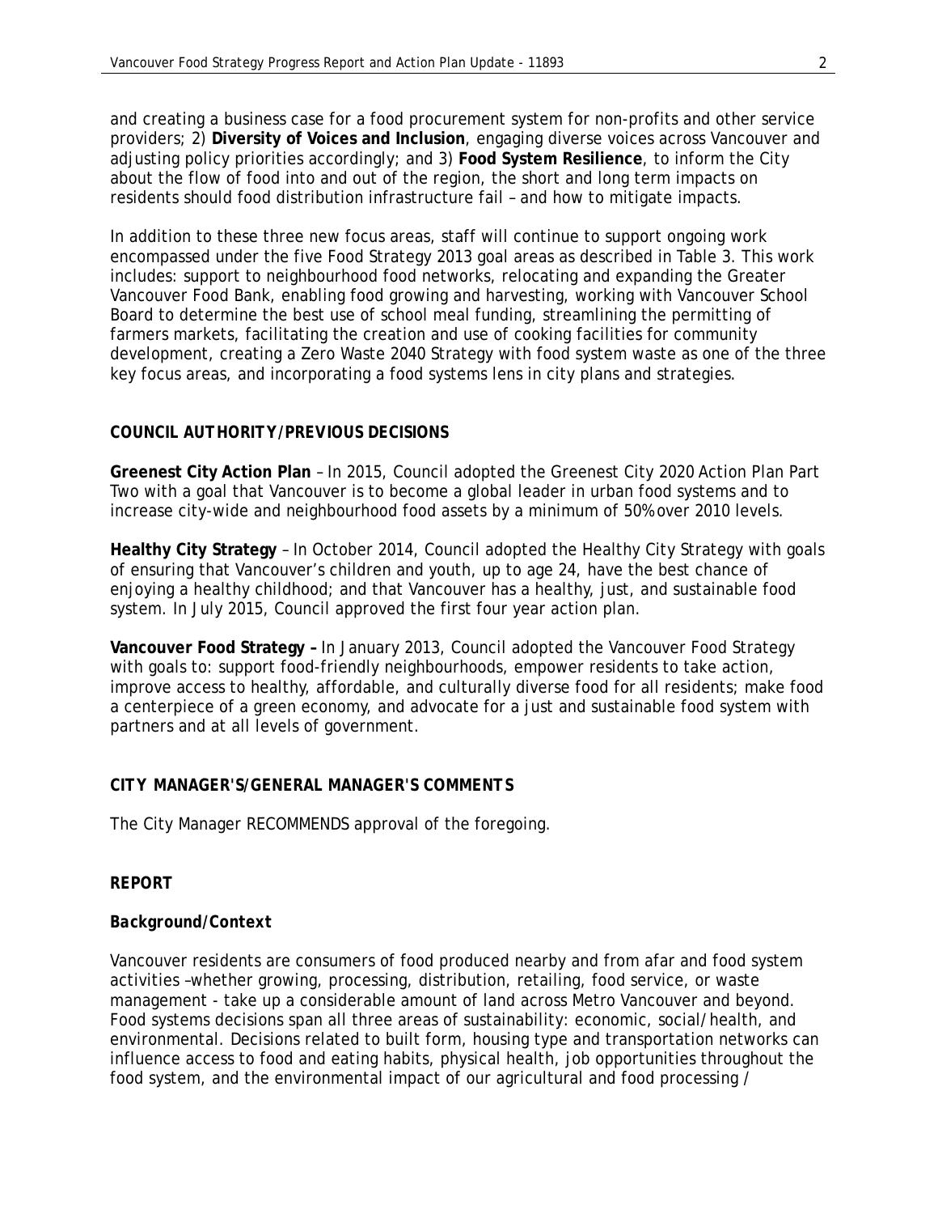and creating a business case for a food procurement system for non-profits and other service providers; 2) **Diversity of Voices and Inclusion**, engaging diverse voices across Vancouver and adjusting policy priorities accordingly; and 3) **Food System Resilience**, to inform the City about the flow of food into and out of the region, the short and long term impacts on residents should food distribution infrastructure fail – and how to mitigate impacts.

In addition to these three new focus areas, staff will continue to support ongoing work encompassed under the five Food Strategy 2013 goal areas as described in Table 3. This work includes: support to neighbourhood food networks, relocating and expanding the Greater Vancouver Food Bank, enabling food growing and harvesting, working with Vancouver School Board to determine the best use of school meal funding, streamlining the permitting of farmers markets, facilitating the creation and use of cooking facilities for community development, creating a Zero Waste 2040 Strategy with food system waste as one of the three key focus areas, and incorporating a food systems lens in city plans and strategies.

## COUNCIL AUTHORITY/PREVIOUS DECISIONS

**Greenest City Action Plan** – In 2015, Council adopted the Greenest City 2020 Action Plan Part Two with a goal that Vancouver is to become a global leader in urban food systems and to increase city-wide and neighbourhood food assets by a minimum of 50% over 2010 levels.

**Healthy City Strategy** – In October 2014, Council adopted the Healthy City Strategy with goals of ensuring that Vancouver's children and youth, up to age 24, have the best chance of enjoying a healthy childhood; and that Vancouver has a healthy, just, and sustainable food system. In July 2015, Council approved the first four year action plan.

**Vancouver Food Strategy –** In January 2013, Council adopted the Vancouver Food Strategy with goals to: support food-friendly neighbourhoods, empower residents to take action, improve access to healthy, affordable, and culturally diverse food for all residents; make food a centerpiece of a green economy, and advocate for a just and sustainable food system with partners and at all levels of government.

## CITY MANAGER'S/GENERAL MANAGER'S COMMENTS

The City Manager RECOMMENDS approval of the foregoing.

## REPORT

### *Background/Context*

Vancouver residents are consumers of food produced nearby and from afar and food system activities –whether growing, processing, distribution, retailing, food service, or waste management - take up a considerable amount of land across Metro Vancouver and beyond. Food systems decisions span all three areas of sustainability: economic, social/health, and environmental. Decisions related to built form, housing type and transportation networks can influence access to food and eating habits, physical health, job opportunities throughout the food system, and the environmental impact of our agricultural and food processing /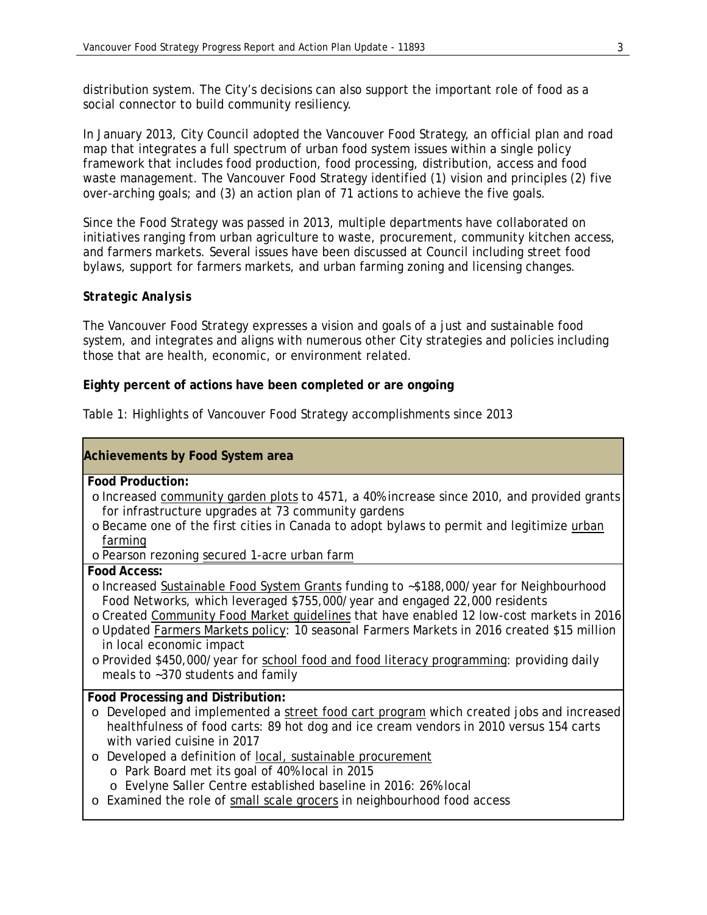distribution system. The City's decisions can also support the important role of food as a social connector to build community resiliency.

In January 2013, City Council adopted the Vancouver Food Strategy, an official plan and road map that integrates a full spectrum of urban food system issues within a single policy framework that includes food production, food processing, distribution, access and food waste management. The Vancouver Food Strategy identified (1) vision and principles (2) five over-arching goals; and (3) an action plan of 71 actions to achieve the five goals.

Since the Food Strategy was passed in 2013, multiple departments have collaborated on initiatives ranging from urban agriculture to waste, procurement, community kitchen access, and farmers markets. Several issues have been discussed at Council including street food bylaws, support for farmers markets, and urban farming zoning and licensing changes.

***Strategic Analysis***

The Vancouver Food Strategy expresses a vision and goals of a just and sustainable food system, and integrates and aligns with numerous other City strategies and policies including those that are health, economic, or environment related.

**Eighty percent of actions have been completed or are ongoing**

Table 1: Highlights of Vancouver Food Strategy accomplishments since 2013

| **Achievements by Food System area** |
|---|
| **Food Production:**<br>o Increased community garden plots to 4571, a 40% increase since 2010, and provided grants for infrastructure upgrades at 73 community gardens<br>o Became one of the first cities in Canada to adopt bylaws to permit and legitimize urban farming<br>o Pearson rezoning secured 1-acre urban farm |
| **Food Access:**<br>o Increased Sustainable Food System Grants funding to ~$188,000/year for Neighbourhood Food Networks, which leveraged $755,000/year and engaged 22,000 residents<br>o Created Community Food Market guidelines that have enabled 12 low-cost markets in 2016<br>o Updated Farmers Markets policy: 10 seasonal Farmers Markets in 2016 created $15 million in local economic impact<br>o Provided $450,000/year for school food and food literacy programming: providing daily meals to ~370 students and family |
| **Food Processing and Distribution:**<br>o Developed and implemented a street food cart program which created jobs and increased healthfulness of food carts: 89 hot dog and ice cream vendors in 2010 versus 154 carts with varied cuisine in 2017<br>o Developed a definition of local, sustainable procurement<br>&nbsp;&nbsp;&nbsp;&nbsp;o Park Board met its goal of 40% local in 2015<br>&nbsp;&nbsp;&nbsp;&nbsp;o Evelyne Saller Centre established baseline in 2016: 26% local<br>o Examined the role of small scale grocers in neighbourhood food access |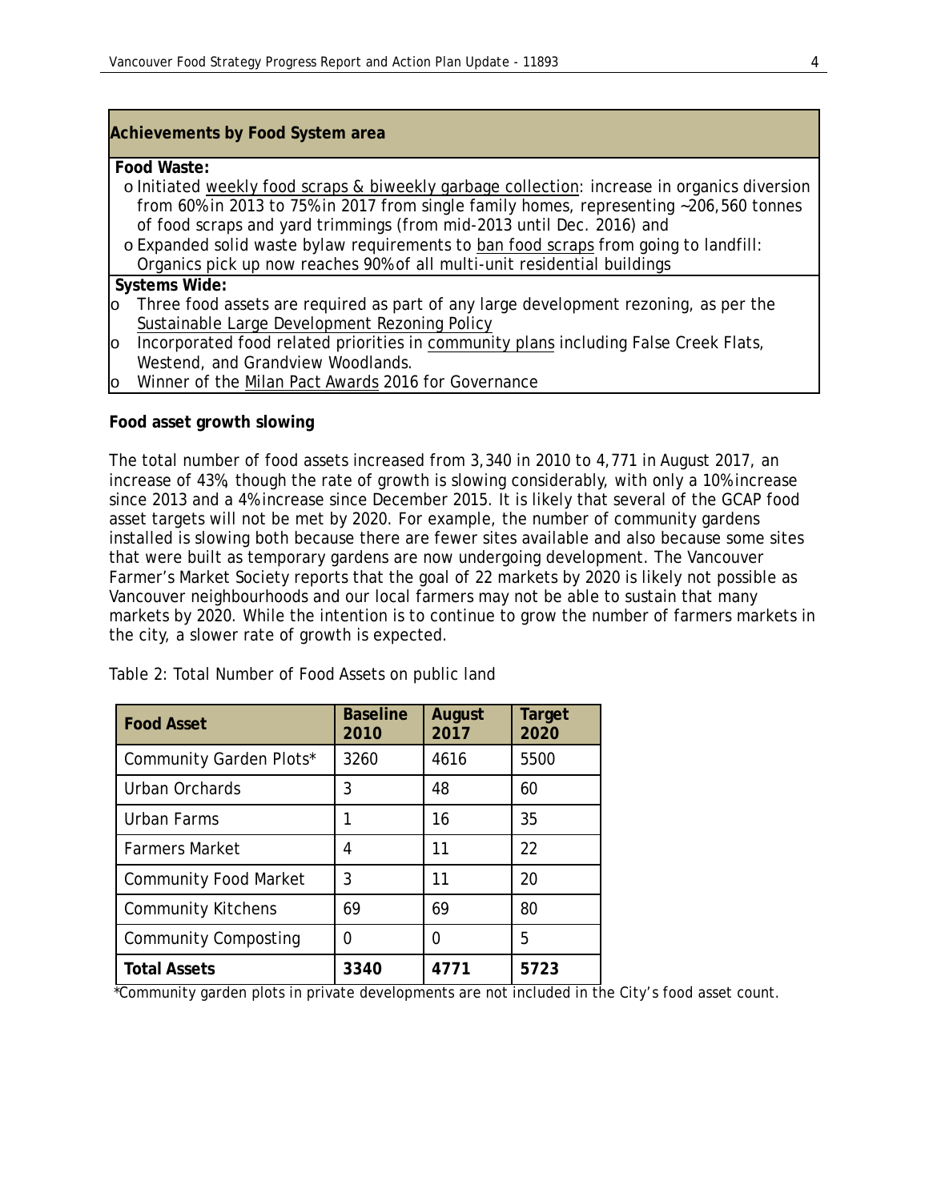| Achievements by Food System area |
| --- |
| **Food Waste:**<br>o Initiated weekly food scraps & biweekly garbage collection: increase in organics diversion from 60% in 2013 to 75% in 2017 from single family homes, representing ~206,560 tonnes of food scraps and yard trimmings (from mid-2013 until Dec. 2016) and<br>o Expanded solid waste bylaw requirements to ban food scraps from going to landfill: Organics pick up now reaches 90% of all multi-unit residential buildings |
| **Systems Wide:**<br>o Three food assets are required as part of any large development rezoning, as per the Sustainable Large Development Rezoning Policy<br>o Incorporated food related priorities in community plans including False Creek Flats, Westend, and Grandview Woodlands.<br>o Winner of the Milan Pact Awards 2016 for Governance |

**Food asset growth slowing**

The total number of food assets increased from 3,340 in 2010 to 4,771 in August 2017, an increase of 43%, though the rate of growth is slowing considerably, with only a 10% increase since 2013 and a 4% increase since December 2015. It is likely that several of the GCAP food asset targets will not be met by 2020. For example, the number of community gardens installed is slowing both because there are fewer sites available and also because some sites that were built as temporary gardens are now undergoing development. The Vancouver Farmer's Market Society reports that the goal of 22 markets by 2020 is likely not possible as Vancouver neighbourhoods and our local farmers may not be able to sustain that many markets by 2020. While the intention is to continue to grow the number of farmers markets in the city, a slower rate of growth is expected.

Table 2: Total Number of Food Assets on public land

| Food Asset | Baseline 2010 | August 2017 | Target 2020 |
| --- | --- | --- | --- |
| Community Garden Plots* | 3260 | 4616 | 5500 |
| Urban Orchards | 3 | 48 | 60 |
| Urban Farms | 1 | 16 | 35 |
| Farmers Market | 4 | 11 | 22 |
| Community Food Market | 3 | 11 | 20 |
| Community Kitchens | 69 | 69 | 80 |
| Community Composting | 0 | 0 | 5 |
| **Total Assets** | **3340** | **4771** | **5723** |

*Community garden plots in private developments are not included in the City's food asset count.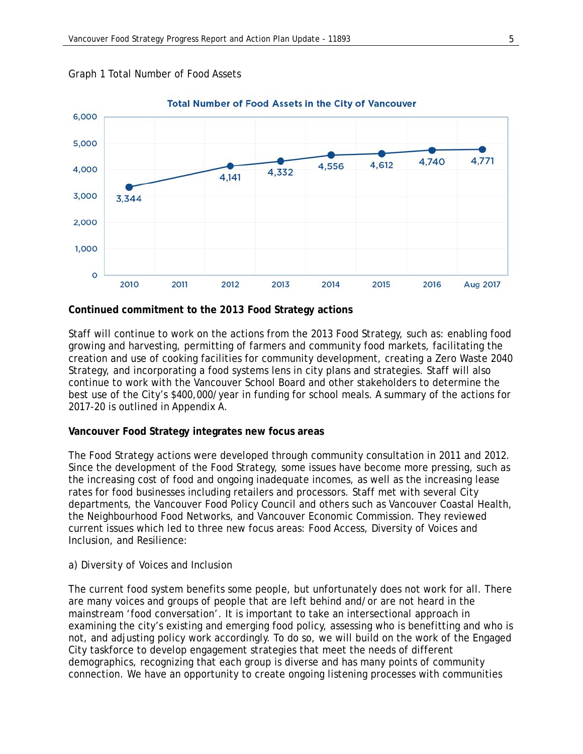Graph 1 Total Number of Food Assets

**Total Number of Food Assets in the City of Vancouver**

| Year | Total Number of Food Assets |
| --- | --- |
| 2010 | 3,344 |
| 2011 | |
| 2012 | 4,141 |
| 2013 | 4,332 |
| 2014 | 4,556 |
| 2015 | 4,612 |
| 2016 | 4,740 |
| Aug 2017 | 4,771 |

**Continued commitment to the 2013 Food Strategy actions**

Staff will continue to work on the actions from the 2013 Food Strategy, such as: enabling food growing and harvesting, permitting of farmers and community food markets, facilitating the creation and use of cooking facilities for community development, creating a Zero Waste 2040 Strategy, and incorporating a food systems lens in city plans and strategies. Staff will also continue to work with the Vancouver School Board and other stakeholders to determine the best use of the City's $400,000/year in funding for school meals. A summary of the actions for 2017-20 is outlined in Appendix A.

**Vancouver Food Strategy integrates new focus areas**

The Food Strategy actions were developed through community consultation in 2011 and 2012. Since the development of the Food Strategy, some issues have become more pressing, such as the increasing cost of food and ongoing inadequate incomes, as well as the increasing lease rates for food businesses including retailers and processors. Staff met with several City departments, the Vancouver Food Policy Council and others such as Vancouver Coastal Health, the Neighbourhood Food Networks, and Vancouver Economic Commission. They reviewed current issues which led to three new focus areas: Food Access, Diversity of Voices and Inclusion, and Resilience:

a) Diversity of Voices and Inclusion

The current food system benefits some people, but unfortunately does not work for all. There are many voices and groups of people that are left behind and/or are not heard in the mainstream 'food conversation'. It is important to take an intersectional approach in examining the city's existing and emerging food policy, assessing who is benefitting and who is not, and adjusting policy work accordingly. To do so, we will build on the work of the Engaged City taskforce to develop engagement strategies that meet the needs of different demographics, recognizing that each group is diverse and has many points of community connection. We have an opportunity to create ongoing listening processes with communities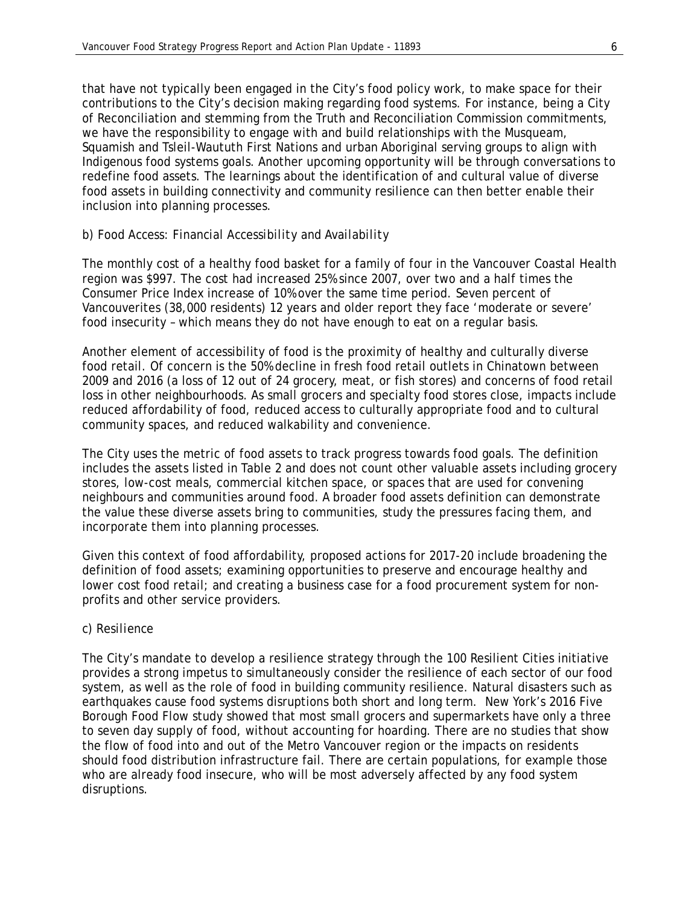that have not typically been engaged in the City's food policy work, to make space for their contributions to the City's decision making regarding food systems. For instance, being a City of Reconciliation and stemming from the Truth and Reconciliation Commission commitments, we have the responsibility to engage with and build relationships with the Musqueam, Squamish and Tsleil-Waututh First Nations and urban Aboriginal serving groups to align with Indigenous food systems goals. Another upcoming opportunity will be through conversations to redefine food assets. The learnings about the identification of and cultural value of diverse food assets in building connectivity and community resilience can then better enable their inclusion into planning processes.

*b) Food Access: Financial Accessibility and Availability*

The monthly cost of a healthy food basket for a family of four in the Vancouver Coastal Health region was $997. The cost had increased 25% since 2007, over two and a half times the Consumer Price Index increase of 10% over the same time period. Seven percent of Vancouverites (38,000 residents) 12 years and older report they face 'moderate or severe' food insecurity – which means they do not have enough to eat on a regular basis.

Another element of accessibility of food is the proximity of healthy and culturally diverse food retail. Of concern is the 50% decline in fresh food retail outlets in Chinatown between 2009 and 2016 (a loss of 12 out of 24 grocery, meat, or fish stores) and concerns of food retail loss in other neighbourhoods. As small grocers and specialty food stores close, impacts include reduced affordability of food, reduced access to culturally appropriate food and to cultural community spaces, and reduced walkability and convenience.

The City uses the metric of food assets to track progress towards food goals. The definition includes the assets listed in Table 2 and does not count other valuable assets including grocery stores, low-cost meals, commercial kitchen space, or spaces that are used for convening neighbours and communities around food. A broader food assets definition can demonstrate the value these diverse assets bring to communities, study the pressures facing them, and incorporate them into planning processes.

Given this context of food affordability, proposed actions for 2017-20 include broadening the definition of food assets; examining opportunities to preserve and encourage healthy and lower cost food retail; and creating a business case for a food procurement system for non-profits and other service providers.

*c) Resilience*

The City's mandate to develop a resilience strategy through the 100 Resilient Cities initiative provides a strong impetus to simultaneously consider the resilience of each sector of our food system, as well as the role of food in building community resilience. Natural disasters such as earthquakes cause food systems disruptions both short and long term. New York's 2016 Five Borough Food Flow study showed that most small grocers and supermarkets have only a three to seven day supply of food, without accounting for hoarding. There are no studies that show the flow of food into and out of the Metro Vancouver region or the impacts on residents should food distribution infrastructure fail. There are certain populations, for example those who are already food insecure, who will be most adversely affected by any food system disruptions.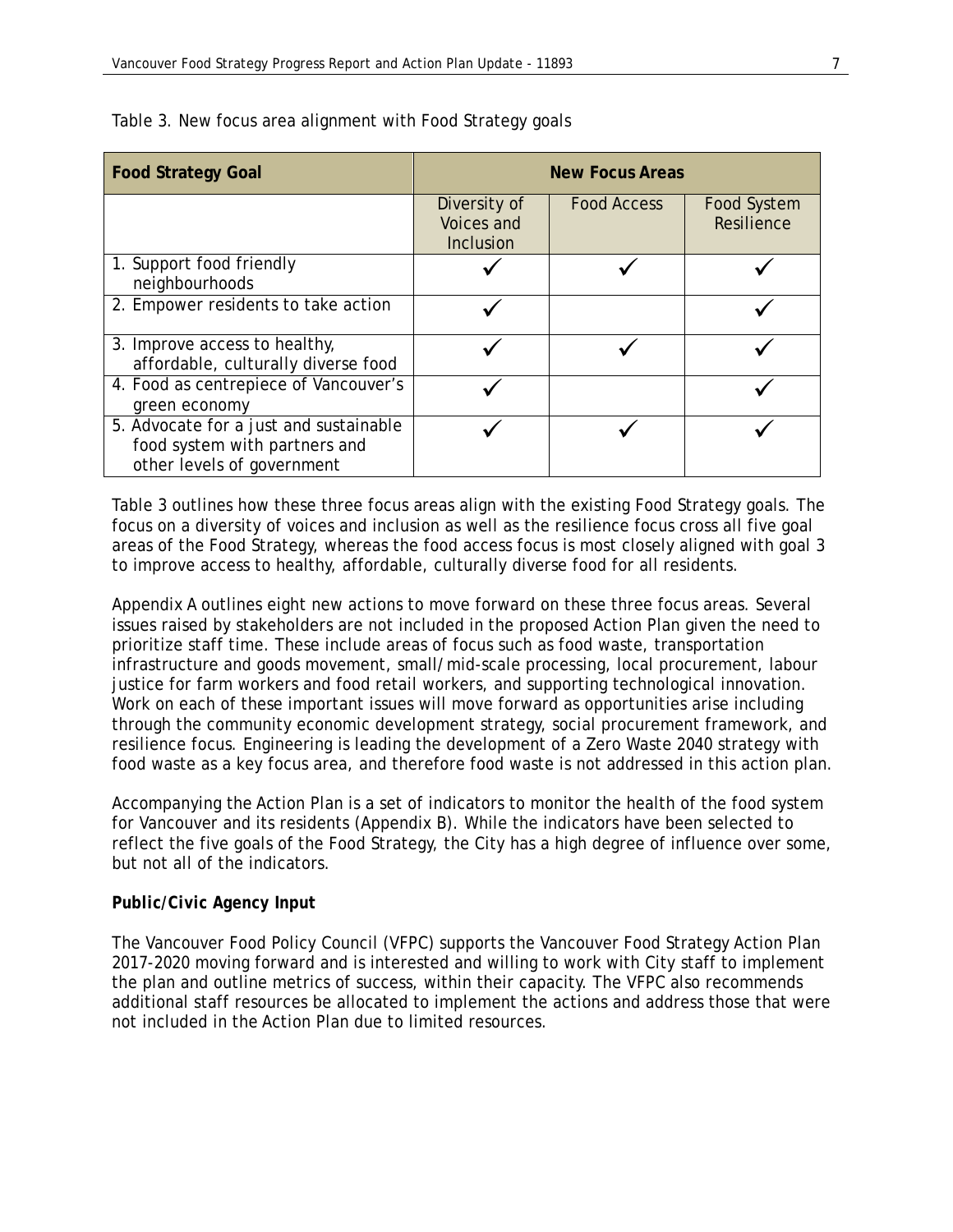Table 3. New focus area alignment with Food Strategy goals

| Food Strategy Goal | New Focus Areas | | |
|---|---|---|---|
| | Diversity of Voices and Inclusion | Food Access | Food System Resilience |
| 1. Support food friendly neighbourhoods | ✓ | ✓ | ✓ |
| 2. Empower residents to take action | ✓ | | ✓ |
| 3. Improve access to healthy, affordable, culturally diverse food | ✓ | ✓ | ✓ |
| 4. Food as centrepiece of Vancouver's green economy | ✓ | | ✓ |
| 5. Advocate for a just and sustainable food system with partners and other levels of government | ✓ | ✓ | ✓ |

Table 3 outlines how these three focus areas align with the existing Food Strategy goals. The focus on a diversity of voices and inclusion as well as the resilience focus cross all five goal areas of the Food Strategy, whereas the food access focus is most closely aligned with goal 3 to improve access to healthy, affordable, culturally diverse food for all residents.

Appendix A outlines eight new actions to move forward on these three focus areas. Several issues raised by stakeholders are not included in the proposed Action Plan given the need to prioritize staff time. These include areas of focus such as food waste, transportation infrastructure and goods movement, small/mid-scale processing, local procurement, labour justice for farm workers and food retail workers, and supporting technological innovation. Work on each of these important issues will move forward as opportunities arise including through the community economic development strategy, social procurement framework, and resilience focus. Engineering is leading the development of a Zero Waste 2040 strategy with food waste as a key focus area, and therefore food waste is not addressed in this action plan.

Accompanying the Action Plan is a set of indicators to monitor the health of the food system for Vancouver and its residents (Appendix B). While the indicators have been selected to reflect the five goals of the Food Strategy, the City has a high degree of influence over some, but not all of the indicators.

**Public/Civic Agency Input**

The Vancouver Food Policy Council (VFPC) supports the Vancouver Food Strategy Action Plan 2017-2020 moving forward and is interested and willing to work with City staff to implement the plan and outline metrics of success, within their capacity. The VFPC also recommends additional staff resources be allocated to implement the actions and address those that were not included in the Action Plan due to limited resources.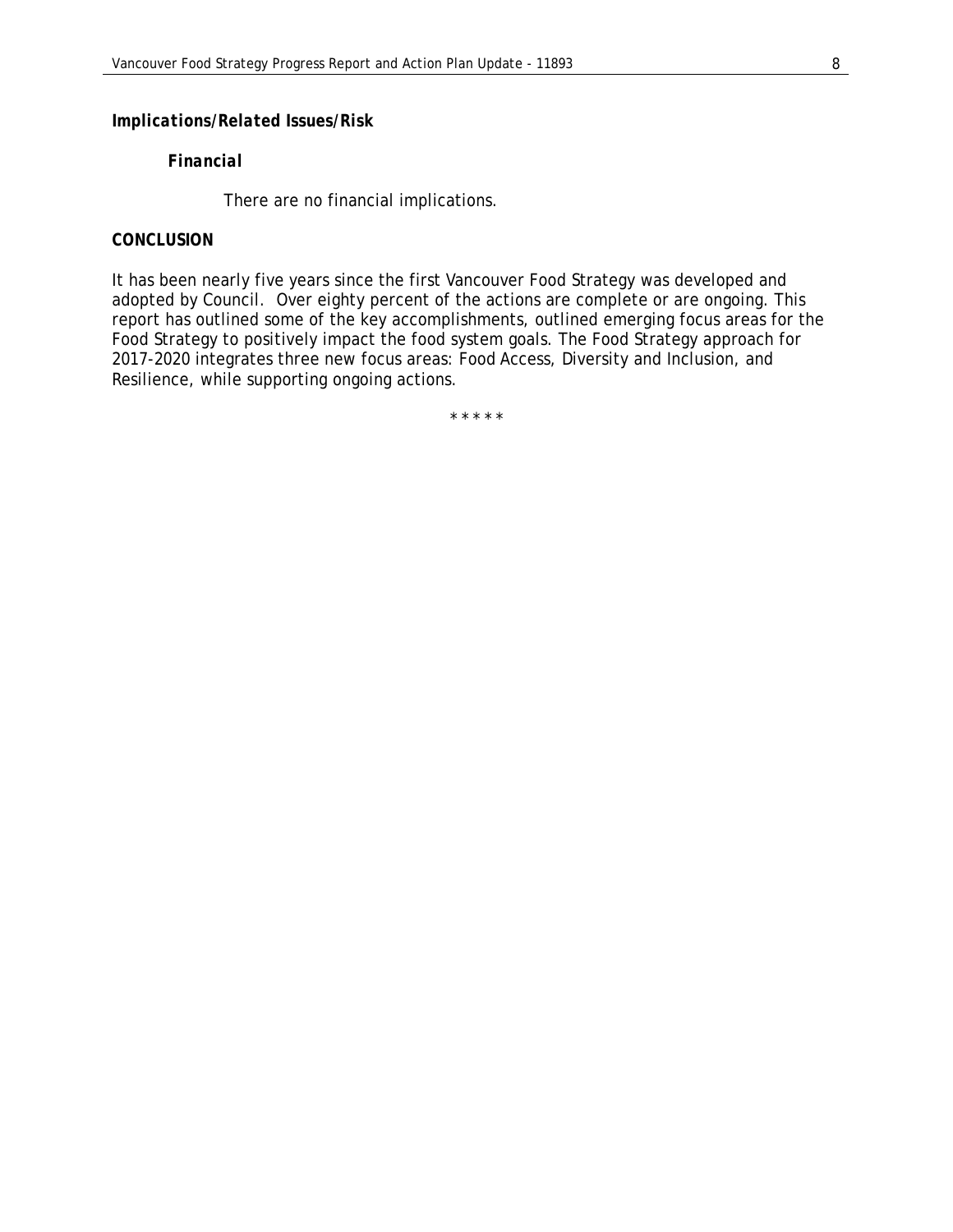***Implications/Related Issues/Risk***

***Financial***

There are no financial implications.

**CONCLUSION**

It has been nearly five years since the first Vancouver Food Strategy was developed and adopted by Council. Over eighty percent of the actions are complete or are ongoing. This report has outlined some of the key accomplishments, outlined emerging focus areas for the Food Strategy to positively impact the food system goals. The Food Strategy approach for 2017-2020 integrates three new focus areas: Food Access, Diversity and Inclusion, and Resilience, while supporting ongoing actions.

\* \* \* \* \*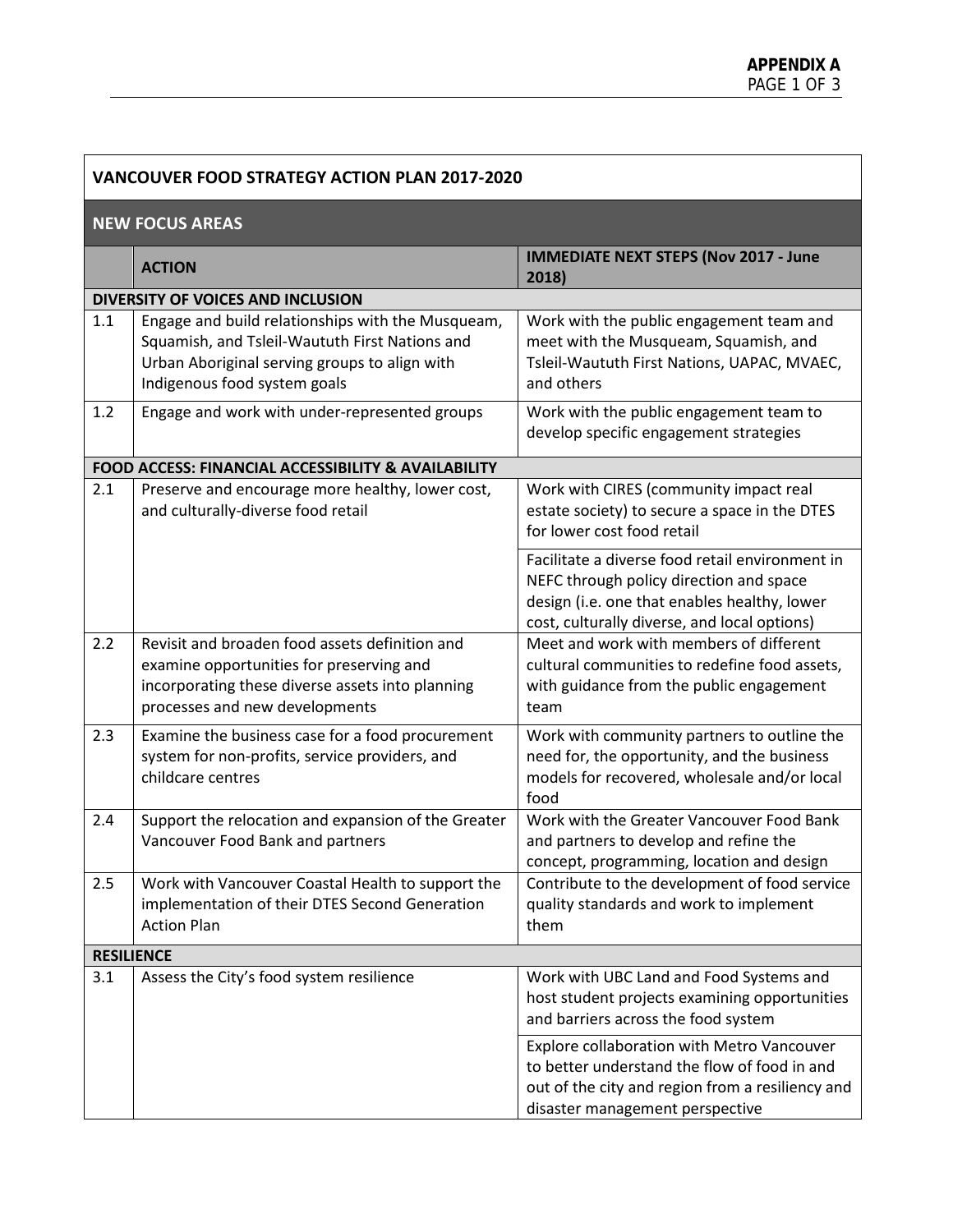**APPENDIX A**

| VANCOUVER FOOD STRATEGY ACTION PLAN 2017-2020 | | |
|---|---|---|
| **NEW FOCUS AREAS** | | |
| | **ACTION** | **IMMEDIATE NEXT STEPS (Nov 2017 - June 2018)** |
| **DIVERSITY OF VOICES AND INCLUSION** | | |
| 1.1 | Engage and build relationships with the Musqueam, Squamish, and Tsleil-Waututh First Nations and Urban Aboriginal serving groups to align with Indigenous food system goals | Work with the public engagement team and meet with the Musqueam, Squamish, and Tsleil-Waututh First Nations, UAPAC, MVAEC, and others |
| 1.2 | Engage and work with under-represented groups | Work with the public engagement team to develop specific engagement strategies |
| **FOOD ACCESS: FINANCIAL ACCESSIBILITY & AVAILABILITY** | | |
| 2.1 | Preserve and encourage more healthy, lower cost, and culturally-diverse food retail | Work with CIRES (community impact real estate society) to secure a space in the DTES for lower cost food retail |
| | | Facilitate a diverse food retail environment in NEFC through policy direction and space design (i.e. one that enables healthy, lower cost, culturally diverse, and local options) |
| 2.2 | Revisit and broaden food assets definition and examine opportunities for preserving and incorporating these diverse assets into planning processes and new developments | Meet and work with members of different cultural communities to redefine food assets, with guidance from the public engagement team |
| 2.3 | Examine the business case for a food procurement system for non-profits, service providers, and childcare centres | Work with community partners to outline the need for, the opportunity, and the business models for recovered, wholesale and/or local food |
| 2.4 | Support the relocation and expansion of the Greater Vancouver Food Bank and partners | Work with the Greater Vancouver Food Bank and partners to develop and refine the concept, programming, location and design |
| 2.5 | Work with Vancouver Coastal Health to support the implementation of their DTES Second Generation Action Plan | Contribute to the development of food service quality standards and work to implement them |
| **RESILIENCE** | | |
| 3.1 | Assess the City's food system resilience | Work with UBC Land and Food Systems and host student projects examining opportunities and barriers across the food system |
| | | Explore collaboration with Metro Vancouver to better understand the flow of food in and out of the city and region from a resiliency and disaster management perspective |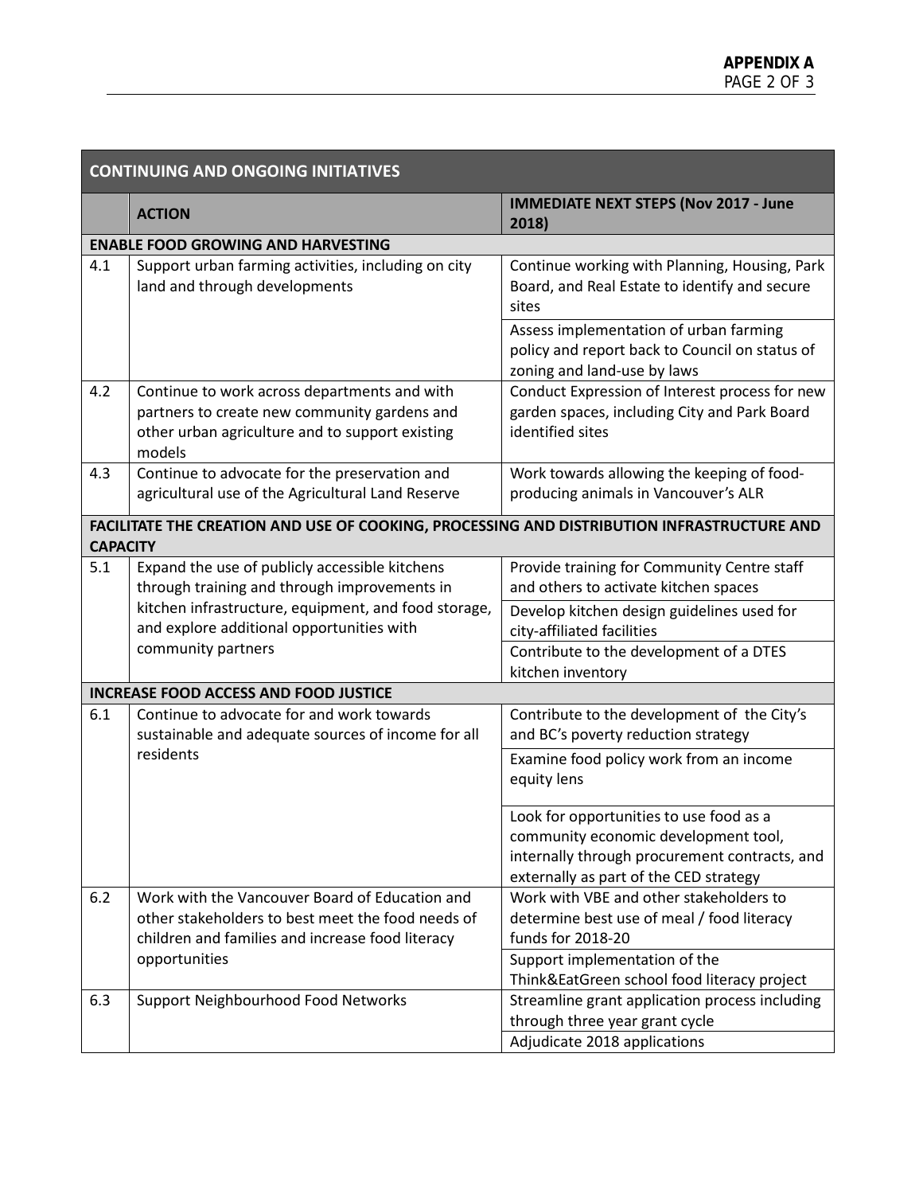**APPENDIX A**

| CONTINUING AND ONGOING INITIATIVES | | |
|---|---|---|
| | **ACTION** | **IMMEDIATE NEXT STEPS (Nov 2017 - June 2018)** |
| **ENABLE FOOD GROWING AND HARVESTING** | | |
| 4.1 | Support urban farming activities, including on city land and through developments | Continue working with Planning, Housing, Park Board, and Real Estate to identify and secure sites |
| | | Assess implementation of urban farming policy and report back to Council on status of zoning and land-use by laws |
| 4.2 | Continue to work across departments and with partners to create new community gardens and other urban agriculture and to support existing models | Conduct Expression of Interest process for new garden spaces, including City and Park Board identified sites |
| 4.3 | Continue to advocate for the preservation and agricultural use of the Agricultural Land Reserve | Work towards allowing the keeping of food-producing animals in Vancouver's ALR |
| **FACILITATE THE CREATION AND USE OF COOKING, PROCESSING AND DISTRIBUTION INFRASTRUCTURE AND CAPACITY** | | |
| 5.1 | Expand the use of publicly accessible kitchens through training and through improvements in kitchen infrastructure, equipment, and food storage, and explore additional opportunities with community partners | Provide training for Community Centre staff and others to activate kitchen spaces |
| | | Develop kitchen design guidelines used for city-affiliated facilities |
| | | Contribute to the development of a DTES kitchen inventory |
| **INCREASE FOOD ACCESS AND FOOD JUSTICE** | | |
| 6.1 | Continue to advocate for and work towards sustainable and adequate sources of income for all residents | Contribute to the development of the City's and BC's poverty reduction strategy |
| | | Examine food policy work from an income equity lens |
| | | Look for opportunities to use food as a community economic development tool, internally through procurement contracts, and externally as part of the CED strategy |
| 6.2 | Work with the Vancouver Board of Education and other stakeholders to best meet the food needs of children and families and increase food literacy opportunities | Work with VBE and other stakeholders to determine best use of meal / food literacy funds for 2018-20 |
| | | Support implementation of the Think&EatGreen school food literacy project |
| 6.3 | Support Neighbourhood Food Networks | Streamline grant application process including through three year grant cycle |
| | | Adjudicate 2018 applications |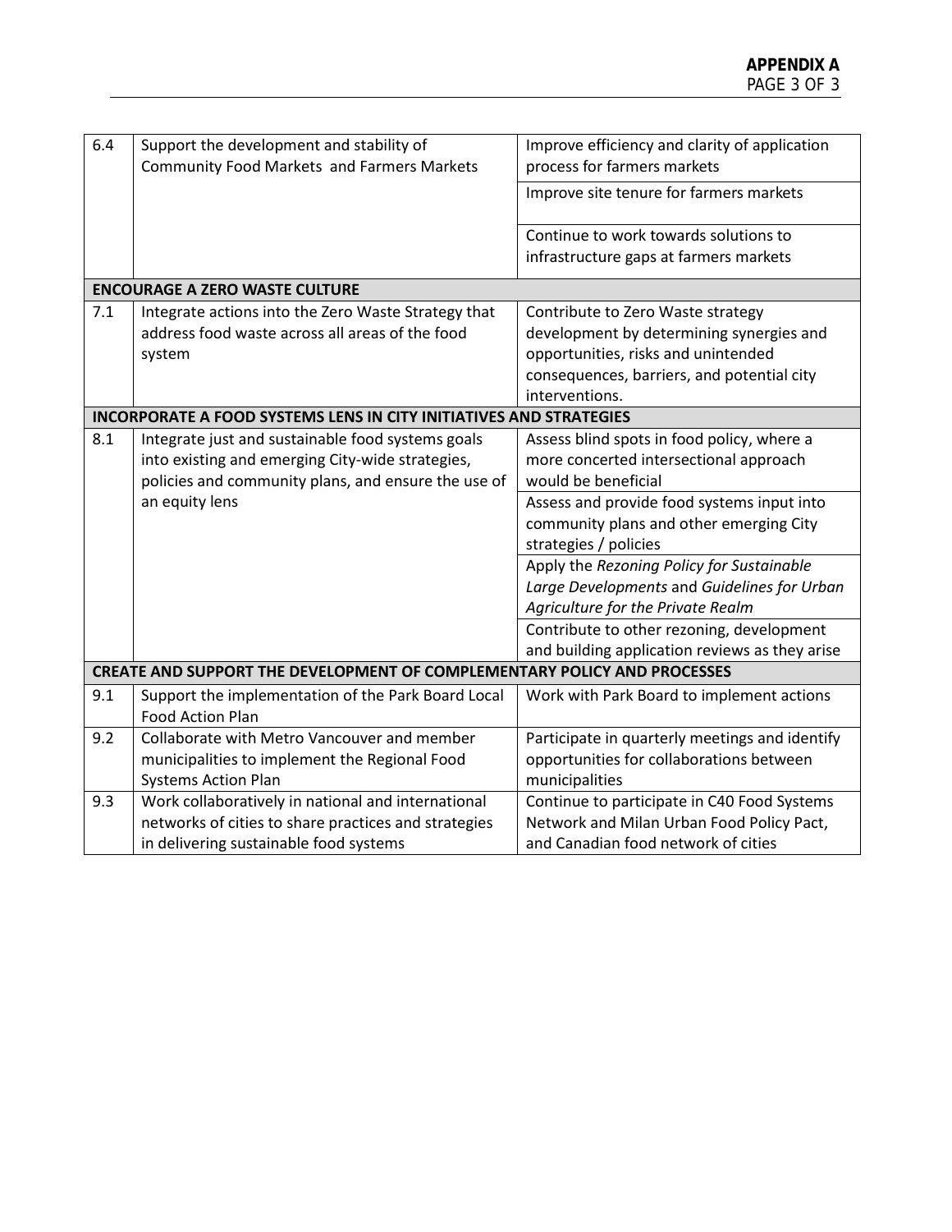| | | |
|---|---|---|
| 6.4 | Support the development and stability of Community Food Markets and Farmers Markets | Improve efficiency and clarity of application process for farmers markets |
| | | Improve site tenure for farmers markets |
| | | Continue to work towards solutions to infrastructure gaps at farmers markets |
| **ENCOURAGE A ZERO WASTE CULTURE** | | |
| 7.1 | Integrate actions into the Zero Waste Strategy that address food waste across all areas of the food system | Contribute to Zero Waste strategy development by determining synergies and opportunities, risks and unintended consequences, barriers, and potential city interventions. |
| **INCORPORATE A FOOD SYSTEMS LENS IN CITY INITIATIVES AND STRATEGIES** | | |
| 8.1 | Integrate just and sustainable food systems goals into existing and emerging City-wide strategies, policies and community plans, and ensure the use of an equity lens | Assess blind spots in food policy, where a more concerted intersectional approach would be beneficial |
| | | Assess and provide food systems input into community plans and other emerging City strategies / policies |
| | | Apply the *Rezoning Policy for Sustainable Large Developments* and *Guidelines for Urban Agriculture for the Private Realm* |
| | | Contribute to other rezoning, development and building application reviews as they arise |
| **CREATE AND SUPPORT THE DEVELOPMENT OF COMPLEMENTARY POLICY AND PROCESSES** | | |
| 9.1 | Support the implementation of the Park Board Local Food Action Plan | Work with Park Board to implement actions |
| 9.2 | Collaborate with Metro Vancouver and member municipalities to implement the Regional Food Systems Action Plan | Participate in quarterly meetings and identify opportunities for collaborations between municipalities |
| 9.3 | Work collaboratively in national and international networks of cities to share practices and strategies in delivering sustainable food systems | Continue to participate in C40 Food Systems Network and Milan Urban Food Policy Pact, and Canadian food network of cities |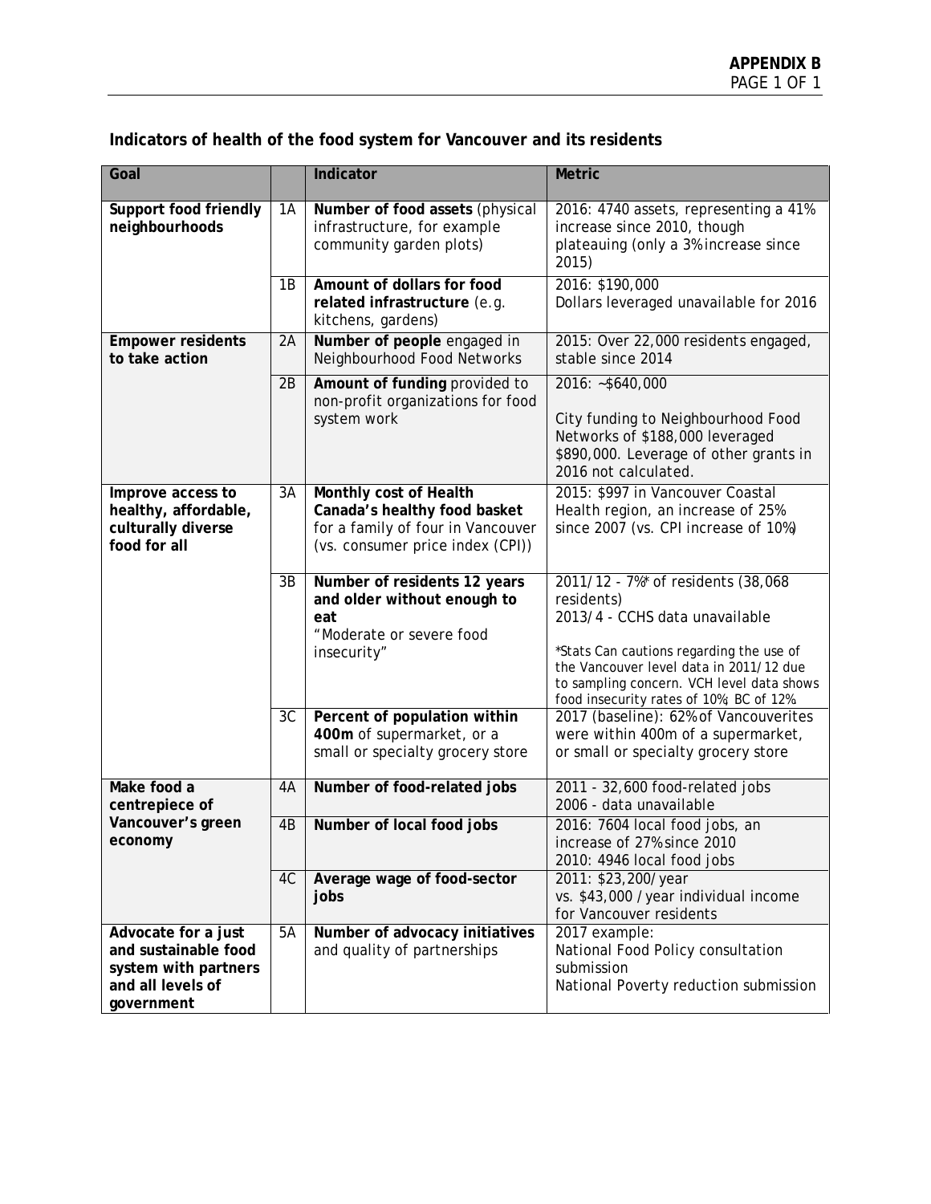**APPENDIX B**
PAGE 1 OF 1

## Indicators of health of the food system for Vancouver and its residents

| Goal | | Indicator | Metric |
|---|---|---|---|
| **Support food friendly neighbourhoods** | 1A | **Number of food assets** (physical infrastructure, for example community garden plots) | 2016: 4740 assets, representing a 41% increase since 2010, though plateauing (only a 3% increase since 2015) |
| | 1B | **Amount of dollars for food related infrastructure** (e.g. kitchens, gardens) | 2016: $190,000<br>Dollars leveraged unavailable for 2016 |
| **Empower residents to take action** | 2A | **Number of people** engaged in Neighbourhood Food Networks | 2015: Over 22,000 residents engaged, stable since 2014 |
| | 2B | **Amount of funding** provided to non-profit organizations for food system work | 2016: ~$640,000<br><br>City funding to Neighbourhood Food Networks of $188,000 leveraged $890,000. Leverage of other grants in 2016 not calculated. |
| **Improve access to healthy, affordable, culturally diverse food for all** | 3A | **Monthly cost of Health Canada's healthy food basket for a family of four in Vancouver** (vs. consumer price index (CPI)) | 2015: $997 in Vancouver Coastal Health region, an increase of 25% since 2007 (vs. CPI increase of 10%) |
| | 3B | **Number of residents 12 years and older without enough to eat**<br>"Moderate or severe food insecurity" | 2011/12 - 7%* of residents (38,068 residents)<br>2013/4 - CCHS data unavailable<br><br>*Stats Can cautions regarding the use of the Vancouver level data in 2011/12 due to sampling concern. VCH level data shows food insecurity rates of 10%; BC of 12% |
| | 3C | **Percent of population within 400m** of supermarket, or a small or specialty grocery store | 2017 (baseline): 62% of Vancouverites were within 400m of a supermarket, or small or specialty grocery store |
| **Make food a centrepiece of Vancouver's green economy** | 4A | **Number of food-related jobs** | 2011 - 32,600 food-related jobs<br>2006 - data unavailable |
| | 4B | **Number of local food jobs** | 2016: 7604 local food jobs, an increase of 27% since 2010<br>2010: 4946 local food jobs |
| | 4C | **Average wage of food-sector jobs** | 2011: $23,200/year<br>vs. $43,000 /year individual income for Vancouver residents |
| **Advocate for a just and sustainable food system with partners and all levels of government** | 5A | **Number of advocacy initiatives** and quality of partnerships | 2017 example:<br>National Food Policy consultation submission<br>National Poverty reduction submission |